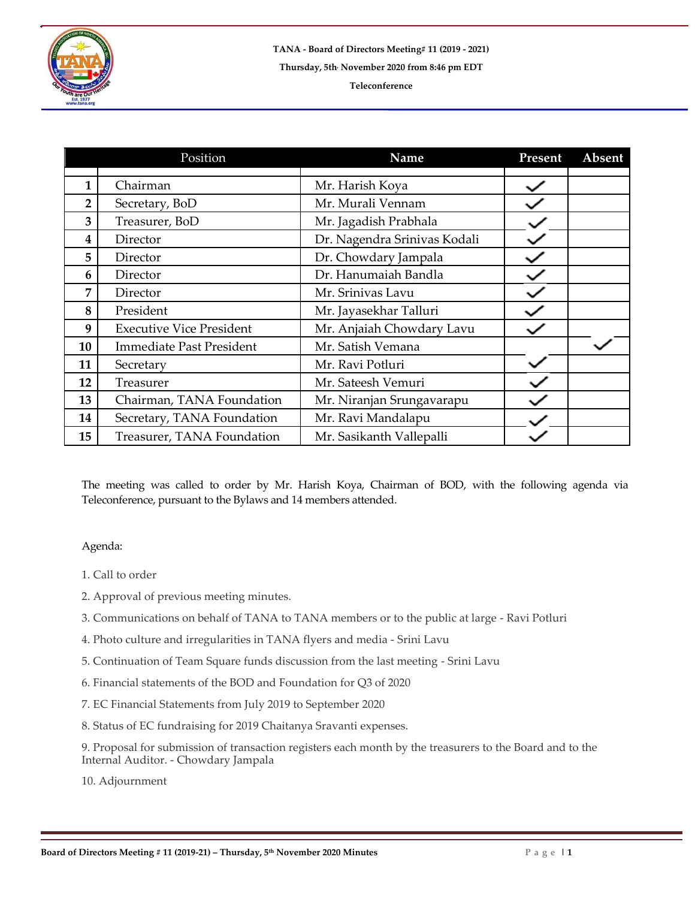**TANA - Board of Directors Meeting# 11 (2019 - 2021)**

**Thursday, 5th November 2020 from 8:46 pm EDT**

**Teleconference**

| | Position | Name | Present | Absent |
|---|---|---|---|---|
| **1** | Chairman | Mr. Harish Koya | ✓ | |
| **2** | Secretary, BoD | Mr. Murali Vennam | ✓ | |
| **3** | Treasurer, BoD | Mr. Jagadish Prabhala | ✓ | |
| **4** | Director | Dr. Nagendra Srinivas Kodali | ✓ | |
| **5** | Director | Dr. Chowdary Jampala | ✓ | |
| **6** | Director | Dr. Hanumaiah Bandla | ✓ | |
| **7** | Director | Mr. Srinivas Lavu | ✓ | |
| **8** | President | Mr. Jayasekhar Talluri | ✓ | |
| **9** | Executive Vice President | Mr. Anjaiah Chowdary Lavu | ✓ | |
| **10** | Immediate Past President | Mr. Satish Vemana | | ✓ |
| **11** | Secretary | Mr. Ravi Potluri | ✓ | |
| **12** | Treasurer | Mr. Sateesh Vemuri | ✓ | |
| **13** | Chairman, TANA Foundation | Mr. Niranjan Srungavarapu | ✓ | |
| **14** | Secretary, TANA Foundation | Mr. Ravi Mandalapu | ✓ | |
| **15** | Treasurer, TANA Foundation | Mr. Sasikanth Vallepalli | ✓ | |

The meeting was called to order by Mr. Harish Koya, Chairman of BOD, with the following agenda via Teleconference, pursuant to the Bylaws and 14 members attended.

Agenda:

1. Call to order
2. Approval of previous meeting minutes.
3. Communications on behalf of TANA to TANA members or to the public at large - Ravi Potluri
4. Photo culture and irregularities in TANA flyers and media - Srini Lavu
5. Continuation of Team Square funds discussion from the last meeting - Srini Lavu
6. Financial statements of the BOD and Foundation for Q3 of 2020
7. EC Financial Statements from July 2019 to September 2020
8. Status of EC fundraising for 2019 Chaitanya Sravanti expenses.
9. Proposal for submission of transaction registers each month by the treasurers to the Board and to the Internal Auditor. - Chowdary Jampala
10. Adjournment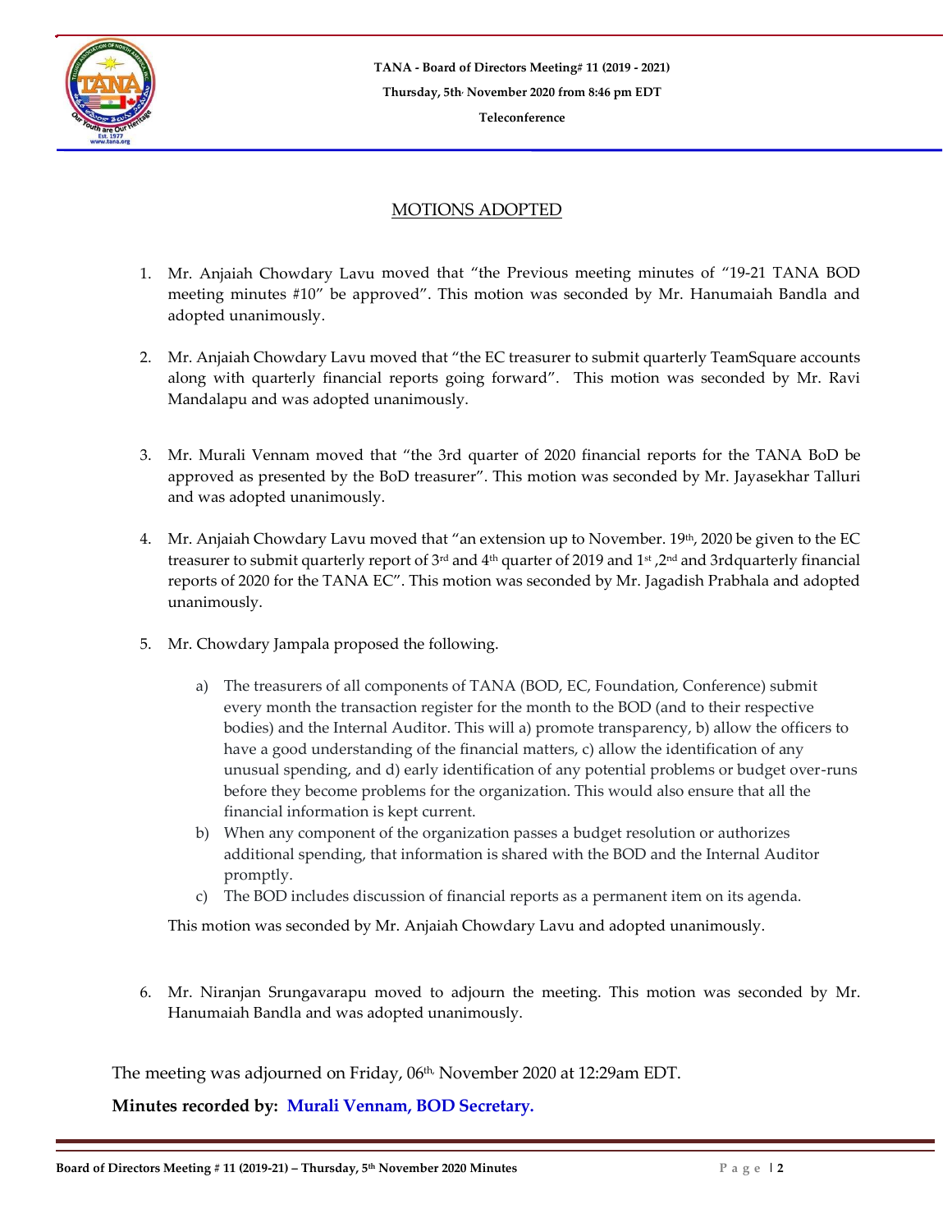## MOTIONS ADOPTED

1. Mr. Anjaiah Chowdary Lavu moved that "the Previous meeting minutes of "19-21 TANA BOD meeting minutes #10" be approved". This motion was seconded by Mr. Hanumaiah Bandla and adopted unanimously.

2. Mr. Anjaiah Chowdary Lavu moved that "the EC treasurer to submit quarterly TeamSquare accounts along with quarterly financial reports going forward". This motion was seconded by Mr. Ravi Mandalapu and was adopted unanimously.

3. Mr. Murali Vennam moved that "the 3rd quarter of 2020 financial reports for the TANA BoD be approved as presented by the BoD treasurer". This motion was seconded by Mr. Jayasekhar Talluri and was adopted unanimously.

4. Mr. Anjaiah Chowdary Lavu moved that "an extension up to November. 19th, 2020 be given to the EC treasurer to submit quarterly report of 3rd and 4th quarter of 2019 and 1st ,2nd and 3rdquarterly financial reports of 2020 for the TANA EC". This motion was seconded by Mr. Jagadish Prabhala and adopted unanimously.

5. Mr. Chowdary Jampala proposed the following.

   a) The treasurers of all components of TANA (BOD, EC, Foundation, Conference) submit every month the transaction register for the month to the BOD (and to their respective bodies) and the Internal Auditor. This will a) promote transparency, b) allow the officers to have a good understanding of the financial matters, c) allow the identification of any unusual spending, and d) early identification of any potential problems or budget over-runs before they become problems for the organization. This would also ensure that all the financial information is kept current.
   b) When any component of the organization passes a budget resolution or authorizes additional spending, that information is shared with the BOD and the Internal Auditor promptly.
   c) The BOD includes discussion of financial reports as a permanent item on its agenda.

   This motion was seconded by Mr. Anjaiah Chowdary Lavu and adopted unanimously.

6. Mr. Niranjan Srungavarapu moved to adjourn the meeting. This motion was seconded by Mr. Hanumaiah Bandla and was adopted unanimously.

The meeting was adjourned on Friday, 06th, November 2020 at 12:29am EDT.

**Minutes recorded by: Murali Vennam, BOD Secretary.**